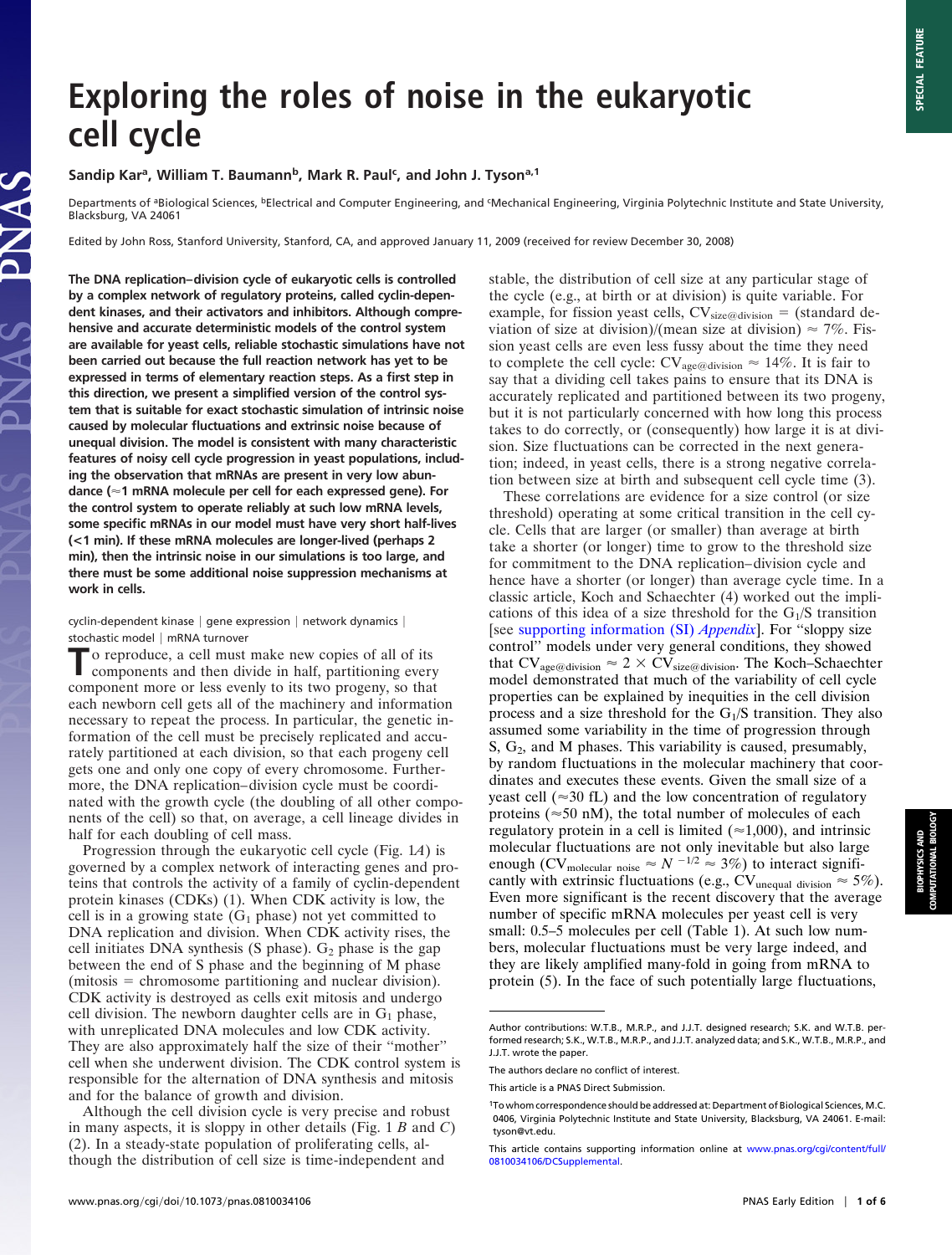# Exploring the roles of noise in the eukaryotic cell cycle

**Sandip Kar[a], William T. Baumann[b], Mark R. Paul[c], and John J. Tyson[a,1]**

Departments of [a]Biological Sciences, [b]Electrical and Computer Engineering, and [c]Mechanical Engineering, Virginia Polytechnic Institute and State University, Blacksburg, VA 24061

Edited by John Ross, Stanford University, Stanford, CA, and approved January 11, 2009 (received for review December 30, 2008)

**The DNA replication–division cycle of eukaryotic cells is controlled by a complex network of regulatory proteins, called cyclin-dependent kinases, and their activators and inhibitors. Although comprehensive and accurate deterministic models of the control system are available for yeast cells, reliable stochastic simulations have not been carried out because the full reaction network has yet to be expressed in terms of elementary reaction steps. As a first step in this direction, we present a simplified version of the control system that is suitable for exact stochastic simulation of intrinsic noise caused by molecular fluctuations and extrinsic noise because of unequal division. The model is consistent with many characteristic features of noisy cell cycle progression in yeast populations, including the observation that mRNAs are present in very low abundance (≈1 mRNA molecule per cell for each expressed gene). For the control system to operate reliably at such low mRNA levels, some specific mRNAs in our model must have very short half-lives (<1 min). If these mRNA molecules are longer-lived (perhaps 2 min), then the intrinsic noise in our simulations is too large, and there must be some additional noise suppression mechanisms at work in cells.**

cyclin-dependent kinase | gene expression | network dynamics | stochastic model | mRNA turnover

To reproduce, a cell must make new copies of all of its components and then divide in half, partitioning every component more or less evenly to its two progeny, so that each newborn cell gets all of the machinery and information necessary to repeat the process. In particular, the genetic information of the cell must be precisely replicated and accurately partitioned at each division, so that each progeny cell gets one and only one copy of every chromosome. Furthermore, the DNA replication–division cycle must be coordinated with the growth cycle (the doubling of all other components of the cell) so that, on average, a cell lineage divides in half for each doubling of cell mass.

Progression through the eukaryotic cell cycle (Fig. 1*A*) is governed by a complex network of interacting genes and proteins that controls the activity of a family of cyclin-dependent protein kinases (CDKs) (1). When CDK activity is low, the cell is in a growing state ($G_1$ phase) not yet committed to DNA replication and division. When CDK activity rises, the cell initiates DNA synthesis (S phase). $G_2$ phase is the gap between the end of S phase and the beginning of M phase (mitosis = chromosome partitioning and nuclear division). CDK activity is destroyed as cells exit mitosis and undergo cell division. The newborn daughter cells are in $G_1$ phase, with unreplicated DNA molecules and low CDK activity. They are also approximately half the size of their "mother" cell when she underwent division. The CDK control system is responsible for the alternation of DNA synthesis and mitosis and for the balance of growth and division.

Although the cell division cycle is very precise and robust in many aspects, it is sloppy in other details (Fig. 1 *B* and *C*) (2). In a steady-state population of proliferating cells, although the distribution of cell size is time-independent and stable, the distribution of cell size at any particular stage of the cycle (e.g., at birth or at division) is quite variable. For example, for fission yeast cells, $CV_{size@division}$ = (standard deviation of size at division)/(mean size at division) ≈ 7%. Fission yeast cells are even less fussy about the time they need to complete the cell cycle: $CV_{age@division}$ ≈ 14%. It is fair to say that a dividing cell takes pains to ensure that its DNA is accurately replicated and partitioned between its two progeny, but it is not particularly concerned with how long this process takes to do correctly, or (consequently) how large it is at division. Size fluctuations can be corrected in the next generation; indeed, in yeast cells, there is a strong negative correlation between size at birth and subsequent cell cycle time (3).

These correlations are evidence for a size control (or size threshold) operating at some critical transition in the cell cycle. Cells that are larger (or smaller) than average at birth take a shorter (or longer) time to grow to the threshold size for commitment to the DNA replication–division cycle and hence have a shorter (or longer) than average cycle time. In a classic article, Koch and Schaechter (4) worked out the implications of this idea of a size threshold for the $G_1$/S transition [see supporting information (SI) *Appendix*]. For "sloppy size control" models under very general conditions, they showed that $CV_{age@division} \approx 2 \times CV_{size@division}$. The Koch–Schaechter model demonstrated that much of the variability of cell cycle properties can be explained by inequities in the cell division process and a size threshold for the $G_1$/S transition. They also assumed some variability in the time of progression through S, $G_2$, and M phases. This variability is caused, presumably, by random fluctuations in the molecular machinery that coordinates and executes these events. Given the small size of a yeast cell (≈30 fL) and the low concentration of regulatory proteins (≈50 nM), the total number of molecules of each regulatory protein in a cell is limited (≈1,000), and intrinsic molecular fluctuations are not only inevitable but also large enough ($CV_{molecular\ noise} \approx N^{-1/2} \approx 3\%$) to interact significantly with extrinsic fluctuations (e.g., $CV_{unequal\ division} \approx 5\%$). Even more significant is the recent discovery that the average number of specific mRNA molecules per yeast cell is very small: 0.5–5 molecules per cell (Table 1). At such low numbers, molecular fluctuations must be very large indeed, and they are likely amplified many-fold in going from mRNA to protein (5). In the face of such potentially large fluctuations,

Author contributions: W.T.B., M.R.P., and J.J.T. designed research; S.K. and W.T.B. performed research; S.K., W.T.B., M.R.P., and J.J.T. analyzed data; and S.K., W.T.B., M.R.P., and J.J.T. wrote the paper.

The authors declare no conflict of interest.

This article is a PNAS Direct Submission.

[1]To whom correspondence should be addressed at: Department of Biological Sciences, M.C. 0406, Virginia Polytechnic Institute and State University, Blacksburg, VA 24061. E-mail: tyson@vt.edu.

This article contains supporting information online at www.pnas.org/cgi/content/full/0810034106/DCSupplemental.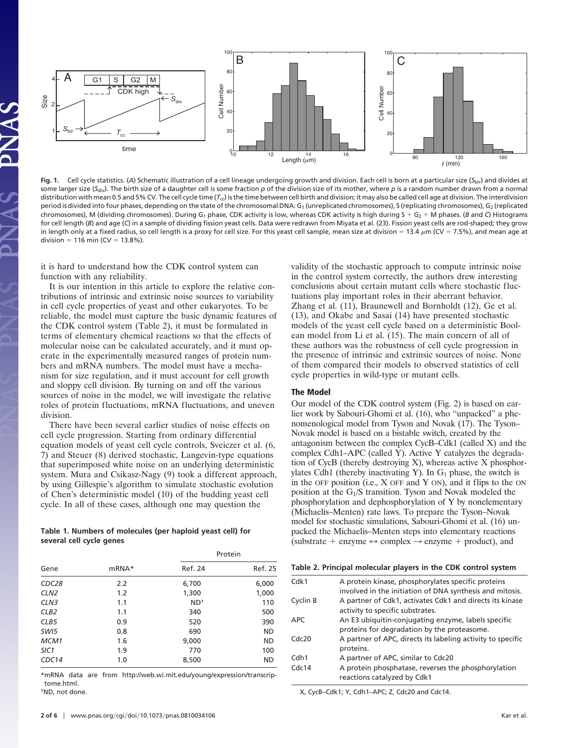Fig. 1. Cell cycle statistics. (A) Schematic illustration of a cell lineage undergoing growth and division. Each cell is born at a particular size ($S_{bir}$) and divides at some larger size ($S_{div}$). The birth size of a daughter cell is some fraction $p$ of the division size of its mother, where $p$ is a random number drawn from a normal distribution with mean 0.5 and 5% CV. The cell cycle time ($T_{cc}$) is the time between cell birth and division; it may also be called cell age at division. The interdivision period is divided into four phases, depending on the state of the chromosomal DNA: $G_1$ (unreplicated chromosomes), S (replicating chromosomes), $G_2$ (replicated chromosomes), M (dividing chromosomes). During $G_1$ phase, CDK activity is low, whereas CDK activity is high during S + $G_2$ + M phases. (B and C) Histograms for cell length (B) and age (C) in a sample of dividing fission yeast cells. Data were redrawn from Miyata et al. (23). Fission yeast cells are rod-shaped; they grow in length only at a fixed radius, so cell length is a proxy for cell size. For this yeast cell sample, mean size at division = 13.4 μm (CV = 7.5%), and mean age at division = 116 min (CV = 13.8%).

it is hard to understand how the CDK control system can function with any reliability.

It is our intention in this article to explore the relative contributions of intrinsic and extrinsic noise sources to variability in cell cycle properties of yeast and other eukaryotes. To be reliable, the model must capture the basic dynamic features of the CDK control system (Table 2), it must be formulated in terms of elementary chemical reactions so that the effects of molecular noise can be calculated accurately, and it must operate in the experimentally measured ranges of protein numbers and mRNA numbers. The model must have a mechanism for size regulation, and it must account for cell growth and sloppy cell division. By turning on and off the various sources of noise in the model, we will investigate the relative roles of protein fluctuations, mRNA fluctuations, and uneven division.

There have been several earlier studies of noise effects on cell cycle progression. Starting from ordinary differential equation models of yeast cell cycle controls, Sveiczer et al. (6, 7) and Steuer (8) derived stochastic, Langevin-type equations that superimposed white noise on an underlying deterministic system. Mura and Csikasz-Nagy (9) took a different approach, by using Gillespie's algorithm to simulate stochastic evolution of Chen's deterministic model (10) of the budding yeast cell cycle. In all of these cases, although one may question the validity of the stochastic approach to compute intrinsic noise in the control system correctly, the authors drew interesting conclusions about certain mutant cells where stochastic fluctuations play important roles in their aberrant behavior. Zhang et al. (11), Braunewell and Bornholdt (12), Ge et al. (13), and Okabe and Sasai (14) have presented stochastic models of the yeast cell cycle based on a deterministic Boolean model from Li et al. (15). The main concern of all of these authors was the robustness of cell cycle progression in the presence of intrinsic and extrinsic sources of noise. None of them compared their models to observed statistics of cell cycle properties in wild-type or mutant cells.

**Table 1. Numbers of molecules (per haploid yeast cell) for several cell cycle genes**

| | | Protein | |
|---|---|---|---|
| Gene | mRNA* | Ref. 24 | Ref. 25 |
| *CDC28* | 2.2 | 6,700 | 6,000 |
| *CLN2* | 1.2 | 1,300 | 1,000 |
| *CLN3* | 1.1 | ND† | 110 |
| *CLB2* | 1.1 | 340 | 500 |
| *CLB5* | 0.9 | 520 | 390 |
| *SWI5* | 0.8 | 690 | ND |
| *MCM1* | 1.6 | 9,000 | ND |
| *SIC1* | 1.9 | 770 | 100 |
| *CDC14* | 1.0 | 8,500 | ND |

*mRNA data are from http://web.wi.mit.edu/young/expression/transcriptome.html.

†ND, not done.

## The Model

Our model of the CDK control system (Fig. 2) is based on earlier work by Sabouri-Ghomi et al. (16), who "unpacked" a phenomenological model from Tyson and Novak (17). The Tyson–Novak model is based on a bistable switch, created by the antagonism between the complex CycB–Cdk1 (called X) and the complex Cdh1–APC (called Y). Active Y catalyzes the degradation of CycB (thereby destroying X), whereas active X phosphorylates Cdh1 (thereby inactivating Y). In $G_1$ phase, the switch is in the OFF position (i.e., X OFF and Y ON), and it flips to the ON position at the $G_1$/S transition. Tyson and Novak modeled the phosphorylation and dephosphorylation of Y by nonelementary (Michaelis–Menten) rate laws. To prepare the Tyson–Novak model for stochastic simulations, Sabouri-Ghomi et al. (16) unpacked the Michaelis–Menten steps into elementary reactions (substrate + enzyme ↔ complex → enzyme + product), and

**Table 2. Principal molecular players in the CDK control system**

| | |
|---|---|
| Cdk1 | A protein kinase, phosphorylates specific proteins involved in the initiation of DNA synthesis and mitosis. |
| Cyclin B | A partner of Cdk1, activates Cdk1 and directs its kinase activity to specific substrates. |
| APC | An E3 ubiquitin-conjugating enzyme, labels specific proteins for degradation by the proteasome. |
| Cdc20 | A partner of APC, directs its labeling activity to specific proteins. |
| Cdh1 | A partner of APC, similar to Cdc20 |
| Cdc14 | A protein phosphatase, reverses the phosphorylation reactions catalyzed by Cdk1 |

X, CycB–Cdk1; Y, Cdh1–APC; Z, Cdc20 and Cdc14.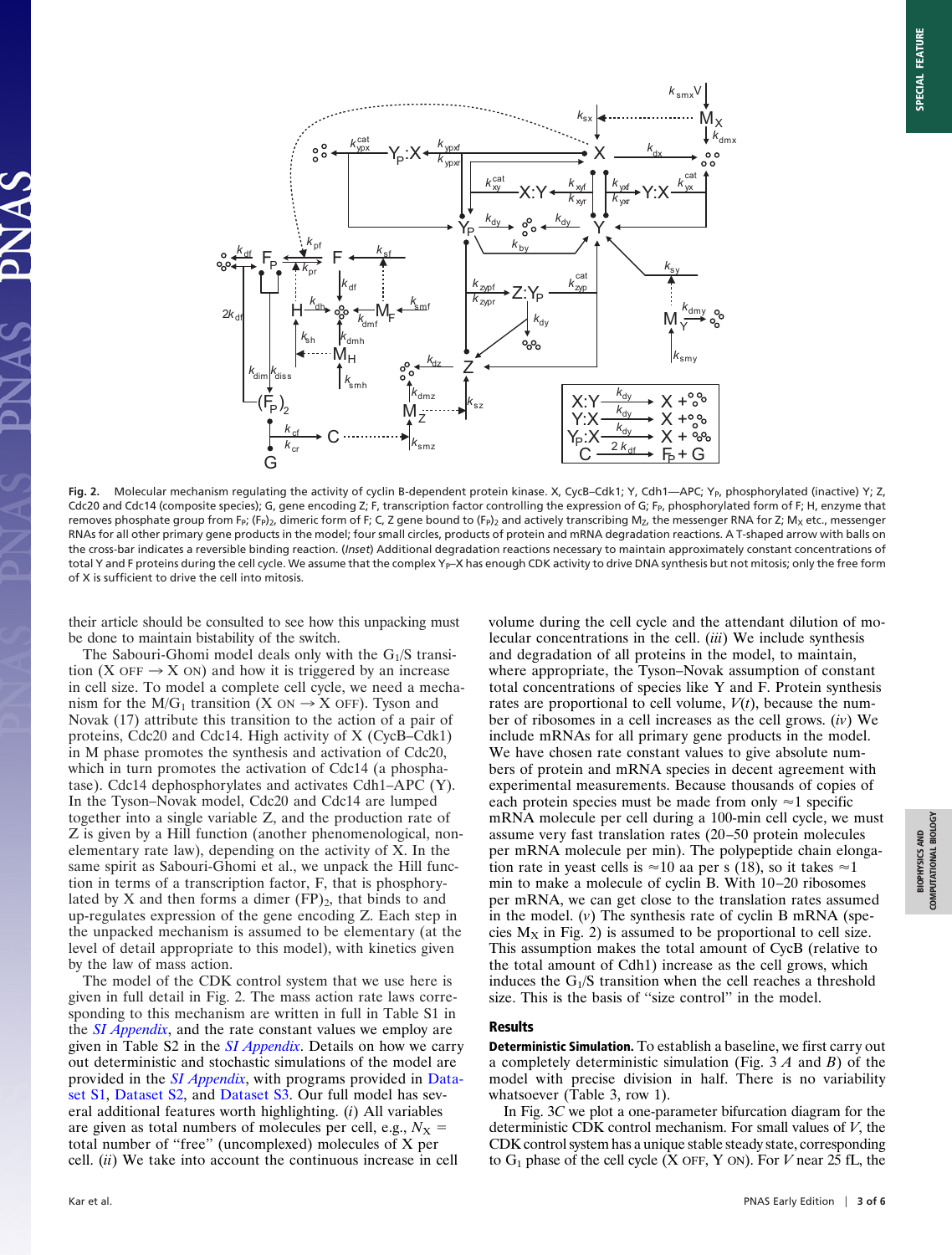Fig. 2. Molecular mechanism regulating the activity of cyclin B-dependent protein kinase. X, CycB–Cdk1; Y, Cdh1—APC; $Y_P$, phosphorylated (inactive) Y; Z, Cdc20 and Cdc14 (composite species); G, gene encoding Z; F, transcription factor controlling the expression of G; $F_P$, phosphorylated form of F; $(F_P)_2$, dimeric form of F; C, Z gene bound to $(F_P)_2$ and actively transcribing $M_Z$, the messenger RNA for Z; $M_X$ etc., messenger RNAs for all other primary gene products in the model; four small circles, products of protein and mRNA degradation reactions. A T-shaped arrow with balls on the cross-bar indicates a reversible binding reaction. (*Inset*) Additional degradation reactions necessary to maintain approximately constant concentrations of total Y and F proteins during the cell cycle. We assume that the complex $Y_P$–X has enough CDK activity to drive DNA synthesis but not mitosis; only the free form of X is sufficient to drive the cell into mitosis.

their article should be consulted to see how this unpacking must be done to maintain bistability of the switch.

The Sabouri-Ghomi model deals only with the $G_1$/S transition (X OFF → X ON) and how it is triggered by an increase in cell size. To model a complete cell cycle, we need a mechanism for the M/$G_1$ transition (X ON → X OFF). Tyson and Novak (17) attribute this transition to the action of a pair of proteins, Cdc20 and Cdc14. High activity of X (CycB–Cdk1) in M phase promotes the synthesis and activation of Cdc20, which in turn promotes the activation of Cdc14 (a phosphatase). Cdc14 dephosphorylates and activates Cdh1–APC (Y). In the Tyson–Novak model, Cdc20 and Cdc14 are lumped together into a single variable Z, and the production rate of Z is given by a Hill function (another phenomenological, nonelementary rate law), depending on the activity of X. In the same spirit as Sabouri-Ghomi et al., we unpack the Hill function in terms of a transcription factor, F, that is phosphorylated by X and then forms a dimer $(F_P)_2$, that binds to and up-regulates expression of the gene encoding Z. Each step in the unpacked mechanism is assumed to be elementary (at the level of detail appropriate to this model), with kinetics given by the law of mass action.

The model of the CDK control system that we use here is given in full detail in Fig. 2. The mass action rate laws corresponding to this mechanism are written in full in Table S1 in the *SI Appendix*, and the rate constant values we employ are given in Table S2 in the *SI Appendix*. Details on how we carry out deterministic and stochastic simulations of the model are provided in the *SI Appendix*, with programs provided in Dataset S1, Dataset S2, and Dataset S3. Our full model has several additional features worth highlighting. (*i*) All variables are given as total numbers of molecules per cell, e.g., $N_X$ = total number of "free" (uncomplexed) molecules of X per cell. (*ii*) We take into account the continuous increase in cell volume during the cell cycle and the attendant dilution of molecular concentrations in the cell. (*iii*) We include synthesis and degradation of all proteins in the model, to maintain, where appropriate, the Tyson–Novak assumption of constant total concentrations of species like Y and F. Protein synthesis rates are proportional to cell volume, $V(t)$, because the number of ribosomes in a cell increases as the cell grows. (*iv*) We include mRNAs for all primary gene products in the model. We have chosen rate constant values to give absolute numbers of protein and mRNA species in decent agreement with experimental measurements. Because thousands of copies of each protein species must be made from only ≈1 specific mRNA molecule per cell during a 100-min cell cycle, we must assume very fast translation rates (20–50 protein molecules per mRNA molecule per min). The polypeptide chain elongation rate in yeast cells is ≈10 aa per s (18), so it takes ≈1 min to make a molecule of cyclin B. With 10–20 ribosomes per mRNA, we can get close to the translation rates assumed in the model. (*v*) The synthesis rate of cyclin B mRNA (species $M_X$ in Fig. 2) is assumed to be proportional to cell size. This assumption makes the total amount of CycB (relative to the total amount of Cdh1) increase as the cell grows, which induces the $G_1$/S transition when the cell reaches a threshold size. This is the basis of "size control" in the model.

## Results

**Deterministic Simulation.** To establish a baseline, we first carry out a completely deterministic simulation (Fig. 3 *A* and *B*) of the model with precise division in half. There is no variability whatsoever (Table 3, row 1).

In Fig. 3*C* we plot a one-parameter bifurcation diagram for the deterministic CDK control mechanism. For small values of $V$, the CDK control system has a unique stable steady state, corresponding to $G_1$ phase of the cell cycle (X OFF, Y ON). For $V$ near 25 fL, the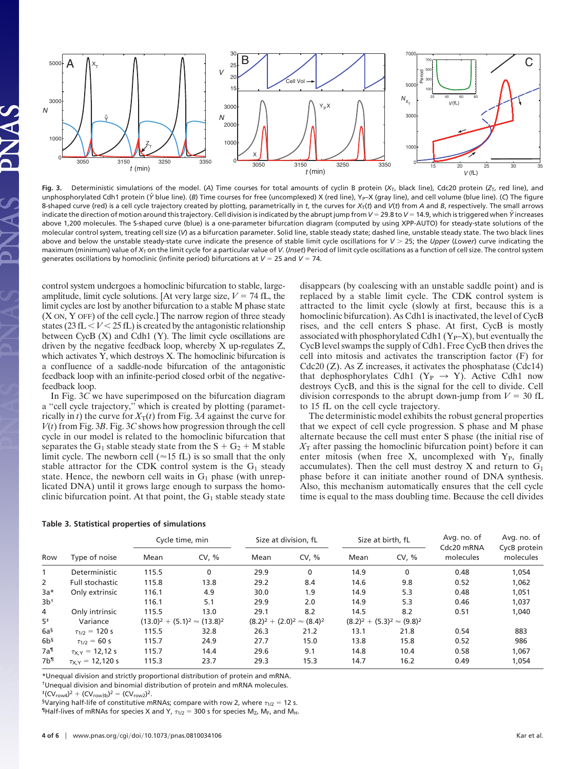**Fig. 3.** Deterministic simulations of the model. (*A*) Time courses for total amounts of cyclin B protein ($X_T$, black line), Cdc20 protein ($Z_T$, red line), and unphosphorylated Cdh1 protein ($\hat{Y}$ blue line). (*B*) Time courses for free (uncomplexed) X (red line), $Y_P$–X (gray line), and cell volume (blue line). (*C*) The figure 8-shaped curve (red) is a cell cycle trajectory created by plotting, parametrically in *t*, the curves for $X_T(t)$ and $V(t)$ from *A* and *B*, respectively. The small arrows indicate the direction of motion around this trajectory. Cell division is indicated by the abrupt jump from $V = 29.8$ to $V = 14.9$, which is triggered when $\hat{Y}$ increases above 1,200 molecules. The S-shaped curve (blue) is a one-parameter bifurcation diagram (computed by using XPP-AUTO) for steady-state solutions of the molecular control system, treating cell size (*V*) as a bifurcation parameter. Solid line, stable steady state; dashed line, unstable steady state. The two black lines above and below the unstable steady-state curve indicate the presence of stable limit cycle oscillations for $V > 25$; the *Upper* (*Lower*) curve indicating the maximum (minimum) value of $X_T$ on the limit cycle for a particular value of *V*. (*Inset*) Period of limit cycle oscillations as a function of cell size. The control system generates oscillations by homoclinic (infinite period) bifurcations at $V = 25$ and $V = 74$.

control system undergoes a homoclinic bifurcation to stable, large-amplitude, limit cycle solutions. [At very large size, $V = 74$ fL, the limit cycles are lost by another bifurcation to a stable M phase state (X ON, Y OFF) of the cell cycle.] The narrow region of three steady states (23 fL $< V <$ 25 fL) is created by the antagonistic relationship between CycB (X) and Cdh1 (Y). The limit cycle oscillations are driven by the negative feedback loop, whereby X up-regulates Z, which activates Y, which destroys X. The homoclinic bifurcation is a confluence of a saddle-node bifurcation of the antagonistic feedback loop with an infinite-period closed orbit of the negative-feedback loop.

In Fig. 3*C* we have superimposed on the bifurcation diagram a "cell cycle trajectory," which is created by plotting (parametrically in *t*) the curve for $X_T(t)$ from Fig. 3*A* against the curve for $V(t)$ from Fig. 3*B*. Fig. 3*C* shows how progression through the cell cycle in our model is related to the homoclinic bifurcation that separates the $G_1$ stable steady state from the S + $G_2$ + M stable limit cycle. The newborn cell ($\approx$15 fL) is so small that the only stable attractor for the CDK control system is the $G_1$ steady state. Hence, the newborn cell waits in $G_1$ phase (with unreplicated DNA) until it grows large enough to surpass the homoclinic bifurcation point. At that point, the $G_1$ stable steady state disappears (by coalescing with an unstable saddle point) and is replaced by a stable limit cycle. The CDK control system is attracted to the limit cycle (slowly at first, because this is a homoclinic bifurcation). As Cdh1 is inactivated, the level of CycB rises, and the cell enters S phase. At first, CycB is mostly associated with phosphorylated Cdh1 ($Y_P$–X), but eventually the CycB level swamps the supply of Cdh1. Free CycB then drives the cell into mitosis and activates the transcription factor (F) for Cdc20 (Z). As Z increases, it activates the phosphatase (Cdc14) that dephosphorylates Cdh1 ($Y_P \rightarrow Y$). Active Cdh1 now destroys CycB, and this is the signal for the cell to divide. Cell division corresponds to the abrupt down-jump from $V = 30$ fL to 15 fL on the cell cycle trajectory.

The deterministic model exhibits the robust general properties that we expect of cell cycle progression. S phase and M phase alternate because the cell must enter S phase (the initial rise of $X_T$ after passing the homoclinic bifurcation point) before it can enter mitosis (when free X, uncomplexed with $Y_P$, finally accumulates). Then the cell must destroy X and return to $G_1$ phase before it can initiate another round of DNA synthesis. Also, this mechanism automatically ensures that the cell cycle time is equal to the mass doubling time. Because the cell divides

**Table 3. Statistical properties of simulations**

| Row | Type of noise | Cycle time, min | | Size at division, fL | | Size at birth, fL | | Avg. no. of Cdc20 mRNA molecules | Avg. no. of CycB protein molecules |
|---|---|---|---|---|---|---|---|---|---|
| | | Mean | CV, % | Mean | CV, % | Mean | CV, % | | |
| 1 | Deterministic | 115.5 | 0 | 29.9 | 0 | 14.9 | 0 | 0.48 | 1,054 |
| 2 | Full stochastic | 115.8 | 13.8 | 29.2 | 8.4 | 14.6 | 9.8 | 0.52 | 1,062 |
| 3a* | Only extrinsic | 116.1 | 4.9 | 30.0 | 1.9 | 14.9 | 5.3 | 0.48 | 1,051 |
| 3b† | | 116.1 | 5.1 | 29.9 | 2.0 | 14.9 | 5.3 | 0.46 | 1,037 |
| 4 | Only intrinsic | 115.5 | 13.0 | 29.1 | 8.2 | 14.5 | 8.2 | 0.51 | 1,040 |
| 5‡ | Variance | $(13.0)^2 + (5.1)^2 \approx (13.8)^2$ | | $(8.2)^2 + (2.0)^2 \approx (8.4)^2$ | | $(8.2)^2 + (5.3)^2 \approx (9.8)^2$ | | | |
| 6a§ | $\tau_{1/2} = 120$ s | 115.5 | 32.8 | 26.3 | 21.2 | 13.1 | 21.8 | 0.54 | 883 |
| 6b§ | $\tau_{1/2} = 60$ s | 115.7 | 24.9 | 27.7 | 15.0 | 13.8 | 15.8 | 0.52 | 986 |
| 7a¶ | $\tau_{X,Y} = 12, 12$ s | 115.7 | 14.4 | 29.6 | 9.1 | 14.8 | 10.4 | 0.58 | 1,067 |
| 7b¶ | $\tau_{X,Y} = 12, 120$ s | 115.3 | 23.7 | 29.3 | 15.3 | 14.7 | 16.2 | 0.49 | 1,054 |

*Unequal division and strictly proportional distribution of protein and mRNA.
†Unequal division and binomial distribution of protein and mRNA molecules.
‡$(CV_{row4})^2 + (CV_{row3b})^2 = (CV_{row2})^2$.
§Varying half-life of constitutive mRNAs; compare with row 2, where $\tau_{1/2} = 12$ s.
¶Half-lives of mRNAs for species X and Y, $\tau_{1/2} = 300$ s for species $M_Z$, $M_F$, and $M_H$.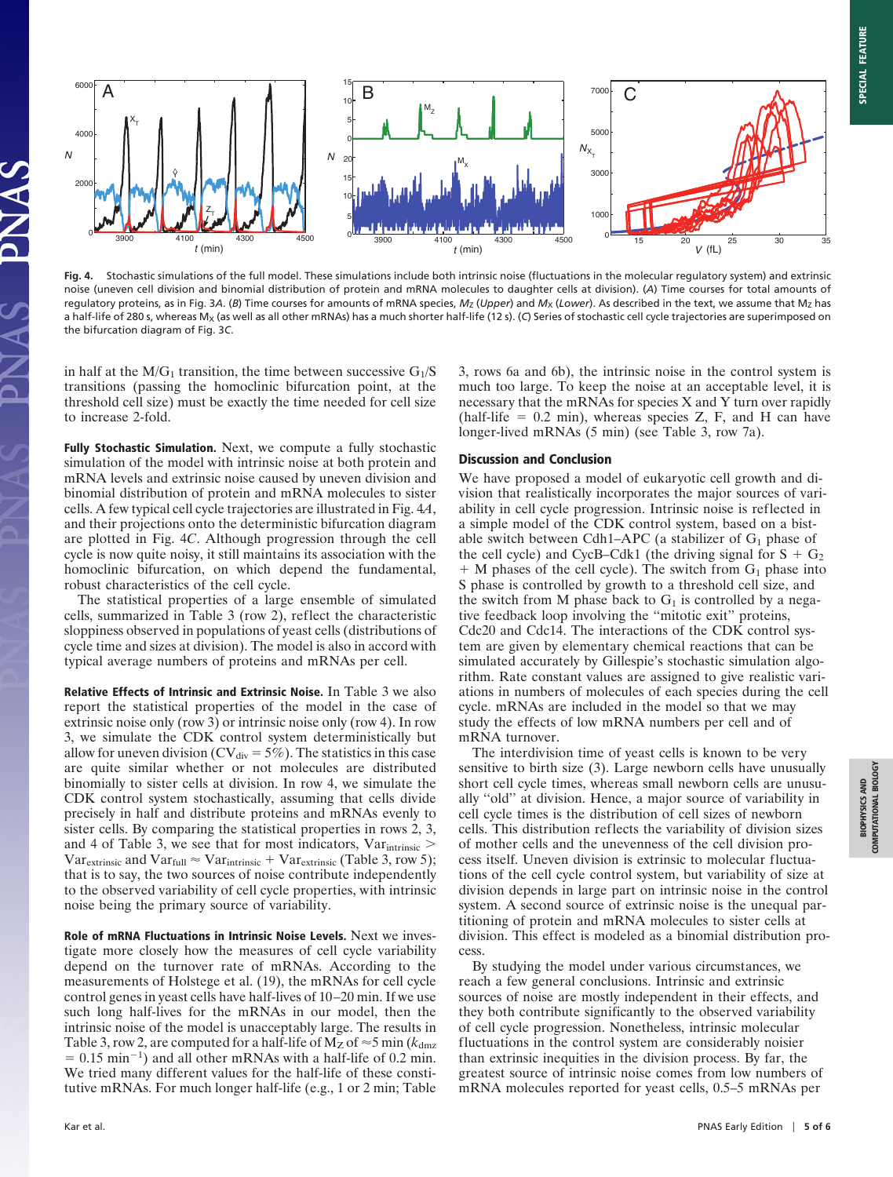Fig. 4. Stochastic simulations of the full model. These simulations include both intrinsic noise (fluctuations in the molecular regulatory system) and extrinsic noise (uneven cell division and binomial distribution of protein and mRNA molecules to daughter cells at division). (*A*) Time courses for total amounts of regulatory proteins, as in Fig. 3*A*. (*B*) Time courses for amounts of mRNA species, $M_Z$ (*Upper*) and $M_X$ (*Lower*). As described in the text, we assume that $M_Z$ has a half-life of 280 s, whereas $M_X$ (as well as all other mRNAs) has a much shorter half-life (12 s). (*C*) Series of stochastic cell cycle trajectories are superimposed on the bifurcation diagram of Fig. 3*C*.

in half at the M/$G_1$ transition, the time between successive $G_1$/S transitions (passing the homoclinic bifurcation point, at the threshold cell size) must be exactly the time needed for cell size to increase 2-fold.

**Fully Stochastic Simulation.** Next, we compute a fully stochastic simulation of the model with intrinsic noise at both protein and mRNA levels and extrinsic noise caused by uneven division and binomial distribution of protein and mRNA molecules to sister cells. A few typical cell cycle trajectories are illustrated in Fig. 4*A*, and their projections onto the deterministic bifurcation diagram are plotted in Fig. 4*C*. Although progression through the cell cycle is now quite noisy, it still maintains its association with the homoclinic bifurcation, on which depend the fundamental, robust characteristics of the cell cycle.

The statistical properties of a large ensemble of simulated cells, summarized in Table 3 (row 2), reflect the characteristic sloppiness observed in populations of yeast cells (distributions of cycle time and sizes at division). The model is also in accord with typical average numbers of proteins and mRNAs per cell.

**Relative Effects of Intrinsic and Extrinsic Noise.** In Table 3 we also report the statistical properties of the model in the case of extrinsic noise only (row 3) or intrinsic noise only (row 4). In row 3, we simulate the CDK control system deterministically but allow for uneven division ($CV_{div}$ = 5%). The statistics in this case are quite similar whether or not molecules are distributed binomially to sister cells at division. In row 4, we simulate the CDK control system stochastically, assuming that cells divide precisely in half and distribute proteins and mRNAs evenly to sister cells. By comparing the statistical properties in rows 2, 3, and 4 of Table 3, we see that for most indicators, $Var_{intrinsic} > Var_{extrinsic}$ and $Var_{full} \approx Var_{intrinsic} + Var_{extrinsic}$ (Table 3, row 5); that is to say, the two sources of noise contribute independently to the observed variability of cell cycle properties, with intrinsic noise being the primary source of variability.

**Role of mRNA Fluctuations in Intrinsic Noise Levels.** Next we investigate more closely how the measures of cell cycle variability depend on the turnover rate of mRNAs. According to the measurements of Holstege et al. (19), the mRNAs for cell cycle control genes in yeast cells have half-lives of 10–20 min. If we use such long half-lives for the mRNAs in our model, then the intrinsic noise of the model is unacceptably large. The results in Table 3, row 2, are computed for a half-life of $M_Z$ of ≈5 min ($k_{dmz}$ = 0.15 $min^{-1}$) and all other mRNAs with a half-life of 0.2 min. We tried many different values for the half-life of these constitutive mRNAs. For much longer half-life (e.g., 1 or 2 min; Table 3, rows 6a and 6b), the intrinsic noise in the control system is much too large. To keep the noise at an acceptable level, it is necessary that the mRNAs for species X and Y turn over rapidly (half-life = 0.2 min), whereas species Z, F, and H can have longer-lived mRNAs (5 min) (see Table 3, row 7a).

## Discussion and Conclusion

We have proposed a model of eukaryotic cell growth and division that realistically incorporates the major sources of variability in cell cycle progression. Intrinsic noise is reflected in a simple model of the CDK control system, based on a bistable switch between Cdh1–APC (a stabilizer of $G_1$ phase of the cell cycle) and CycB–Cdk1 (the driving signal for S + $G_2$ + M phases of the cell cycle). The switch from $G_1$ phase into S phase is controlled by growth to a threshold cell size, and the switch from M phase back to $G_1$ is controlled by a negative feedback loop involving the "mitotic exit" proteins, Cdc20 and Cdc14. The interactions of the CDK control system are given by elementary chemical reactions that can be simulated accurately by Gillespie's stochastic simulation algorithm. Rate constant values are assigned to give realistic variations in numbers of molecules of each species during the cell cycle. mRNAs are included in the model so that we may study the effects of low mRNA numbers per cell and of mRNA turnover.

The interdivision time of yeast cells is known to be very sensitive to birth size (3). Large newborn cells have unusually short cell cycle times, whereas small newborn cells are unusually "old" at division. Hence, a major source of variability in cell cycle times is the distribution of cell sizes of newborn cells. This distribution reflects the variability of division sizes of mother cells and the unevenness of the cell division process itself. Uneven division is extrinsic to molecular fluctuations of the cell cycle control system, but variability of size at division depends in large part on intrinsic noise in the control system. A second source of extrinsic noise is the unequal partitioning of protein and mRNA molecules to sister cells at division. This effect is modeled as a binomial distribution process.

By studying the model under various circumstances, we reach a few general conclusions. Intrinsic and extrinsic sources of noise are mostly independent in their effects, and they both contribute significantly to the observed variability of cell cycle progression. Nonetheless, intrinsic molecular fluctuations in the control system are considerably noisier than extrinsic inequities in the division process. By far, the greatest source of intrinsic noise comes from low numbers of mRNA molecules reported for yeast cells, 0.5–5 mRNAs per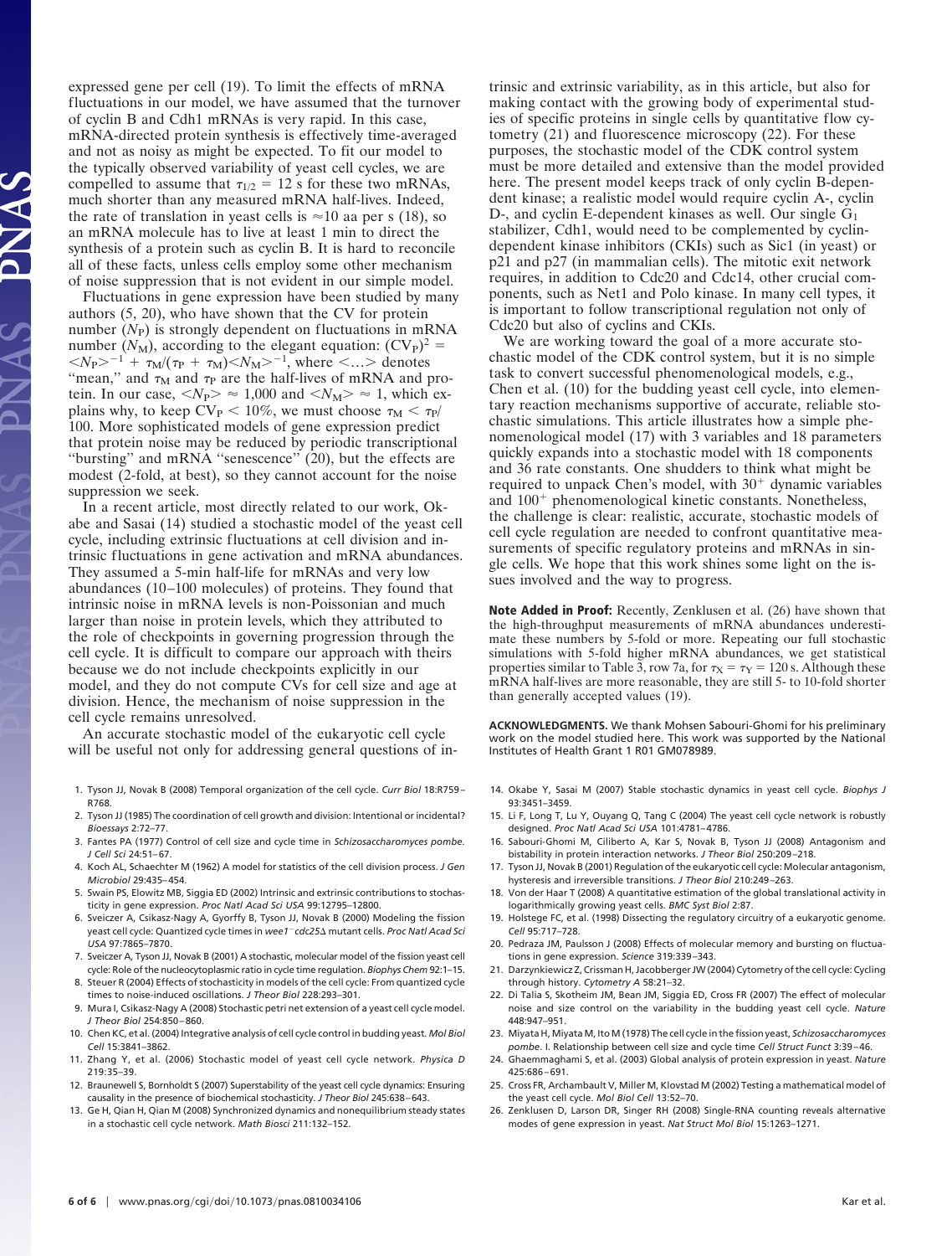expressed gene per cell (19). To limit the effects of mRNA fluctuations in our model, we have assumed that the turnover of cyclin B and Cdh1 mRNAs is very rapid. In this case, mRNA-directed protein synthesis is effectively time-averaged and not as noisy as might be expected. To fit our model to the typically observed variability of yeast cell cycles, we are compelled to assume that $\tau_{1/2} = 12$ s for these two mRNAs, much shorter than any measured mRNA half-lives. Indeed, the rate of translation in yeast cells is $\approx$10 aa per s (18), so an mRNA molecule has to live at least 1 min to direct the synthesis of a protein such as cyclin B. It is hard to reconcile all of these facts, unless cells employ some other mechanism of noise suppression that is not evident in our simple model.

Fluctuations in gene expression have been studied by many authors (5, 20), who have shown that the CV for protein number ($N_P$) is strongly dependent on fluctuations in mRNA number ($N_M$), according to the elegant equation: $(CV_P)^2 = \langle N_P \rangle^{-1} + \tau_M/(\tau_P + \tau_M)\langle N_M \rangle^{-1}$, where $\langle \ldots \rangle$ denotes "mean," and $\tau_M$ and $\tau_P$ are the half-lives of mRNA and protein. In our case, $\langle N_P \rangle \approx 1{,}000$ and $\langle N_M \rangle \approx 1$, which explains why, to keep $CV_P < 10\%$, we must choose $\tau_M < \tau_P/100$. More sophisticated models of gene expression predict that protein noise may be reduced by periodic transcriptional "bursting" and mRNA "senescence" (20), but the effects are modest (2-fold, at best), so they cannot account for the noise suppression we seek.

In a recent article, most directly related to our work, Okabe and Sasai (14) studied a stochastic model of the yeast cell cycle, including extrinsic fluctuations at cell division and intrinsic fluctuations in gene activation and mRNA abundances. They assumed a 5-min half-life for mRNAs and very low abundances (10–100 molecules) of proteins. They found that intrinsic noise in mRNA levels is non-Poissonian and much larger than noise in protein levels, which they attributed to the role of checkpoints in governing progression through the cell cycle. It is difficult to compare our approach with theirs because we do not include checkpoints explicitly in our model, and they do not compute CVs for cell size and age at division. Hence, the mechanism of noise suppression in the cell cycle remains unresolved.

An accurate stochastic model of the eukaryotic cell cycle will be useful not only for addressing general questions of intrinsic and extrinsic variability, as in this article, but also for making contact with the growing body of experimental studies of specific proteins in single cells by quantitative flow cytometry (21) and fluorescence microscopy (22). For these purposes, the stochastic model of the CDK control system must be more detailed and extensive than the model provided here. The present model keeps track of only cyclin B-dependent kinase; a realistic model would require cyclin A-, cyclin D-, and cyclin E-dependent kinases as well. Our single $G_1$ stabilizer, Cdh1, would need to be complemented by cyclin-dependent kinase inhibitors (CKIs) such as Sic1 (in yeast) or p21 and p27 (in mammalian cells). The mitotic exit network requires, in addition to Cdc20 and Cdc14, other crucial components, such as Net1 and Polo kinase. In many cell types, it is important to follow transcriptional regulation not only of Cdc20 but also of cyclins and CKIs.

We are working toward the goal of a more accurate stochastic model of the CDK control system, but it is no simple task to convert successful phenomenological models, e.g., Chen et al. (10) for the budding yeast cell cycle, into elementary reaction mechanisms supportive of accurate, reliable stochastic simulations. This article illustrates how a simple phenomenological model (17) with 3 variables and 18 parameters quickly expands into a stochastic model with 18 components and 36 rate constants. One shudders to think what might be required to unpack Chen's model, with $30^+$ dynamic variables and $100^+$ phenomenological kinetic constants. Nonetheless, the challenge is clear: realistic, accurate, stochastic models of cell cycle regulation are needed to confront quantitative measurements of specific regulatory proteins and mRNAs in single cells. We hope that this work shines some light on the issues involved and the way to progress.

**Note Added in Proof:** Recently, Zenklusen et al. (26) have shown that the high-throughput measurements of mRNA abundances underestimate these numbers by 5-fold or more. Repeating our full stochastic simulations with 5-fold higher mRNA abundances, we get statistical properties similar to Table 3, row 7a, for $\tau_X = \tau_Y = 120$ s. Although these mRNA half-lives are more reasonable, they are still 5- to 10-fold shorter than generally accepted values (19).

**ACKNOWLEDGMENTS.** We thank Mohsen Sabouri-Ghomi for his preliminary work on the model studied here. This work was supported by the National Institutes of Health Grant 1 R01 GM078989.

1. Tyson JJ, Novak B (2008) Temporal organization of the cell cycle. *Curr Biol* 18:R759–R768.
2. Tyson JJ (1985) The coordination of cell growth and division: Intentional or incidental? *Bioessays* 2:72–77.
3. Fantes PA (1977) Control of cell size and cycle time in *Schizosaccharomyces pombe*. *J Cell Sci* 24:51–67.
4. Koch AL, Schaechter M (1962) A model for statistics of the cell division process. *J Gen Microbiol* 29:435–454.
5. Swain PS, Elowitz MB, Siggia ED (2002) Intrinsic and extrinsic contributions to stochasticity in gene expression. *Proc Natl Acad Sci USA* 99:12795–12800.
6. Sveiczer A, Csikasz-Nagy A, Gyorffy B, Tyson JJ, Novak B (2000) Modeling the fission yeast cell cycle: Quantized cycle times in *wee1⁻cdc25Δ* mutant cells. *Proc Natl Acad Sci USA* 97:7865–7870.
7. Sveiczer A, Tyson JJ, Novak B (2001) A stochastic, molecular model of the fission yeast cell cycle: Role of the nucleocytoplasmic ratio in cycle time regulation. *Biophys Chem* 92:1–15.
8. Steuer R (2004) Effects of stochasticity in models of the cell cycle: From quantized cycle times to noise-induced oscillations. *J Theor Biol* 228:293–301.
9. Mura I, Csikasz-Nagy A (2008) Stochastic petri net extension of a yeast cell cycle model. *J Theor Biol* 254:850–860.
10. Chen KC, et al. (2004) Integrative analysis of cell cycle control in budding yeast. *Mol Biol Cell* 15:3841–3862.
11. Zhang Y, et al. (2006) Stochastic model of yeast cell cycle network. *Physica D* 219:35–39.
12. Braunewell S, Bornholdt S (2007) Superstability of the yeast cell cycle dynamics: Ensuring causality in the presence of biochemical stochasticity. *J Theor Biol* 245:638–643.
13. Ge H, Qian H, Qian M (2008) Synchronized dynamics and nonequilibrium steady states in a stochastic cell network. *Math Biosci* 211:132–152.
14. Okabe Y, Sasai M (2007) Stable stochastic dynamics in yeast cell cycle. *Biophys J* 93:3451–3459.
15. Li F, Long T, Lu Y, Ouyang Q, Tang C (2004) The yeast cell cycle network is robustly designed. *Proc Natl Acad Sci USA* 101:4781–4786.
16. Sabouri-Ghomi M, Ciliberto A, Kar S, Novak B, Tyson JJ (2008) Antagonism and bistability in protein interaction networks. *J Theor Biol* 250:209–218.
17. Tyson JJ, Novak B (2001) Regulation of the eukaryotic cell cycle: Molecular antagonism, hysteresis and irreversible transitions. *J Theor Biol* 210:249–263.
18. Von der Haar T (2008) A quantitative estimation of the global translational activity in logarithmically growing yeast cells. *BMC Syst Biol* 2:87.
19. Holstege FC, et al. (1998) Dissecting the regulatory circuitry of a eukaryotic genome. *Cell* 95:717–728.
20. Pedraza JM, Paulsson J (2008) Effects of molecular memory and bursting on fluctuations in gene expression. *Science* 319:339–343.
21. Darzynkiewicz Z, Crissman H, Jacobberger JW (2004) Cytometry of the cell cycle: Cycling through history. *Cytometry A* 58:21–32.
22. Di Talia S, Skotheim JM, Bean JM, Siggia ED, Cross FR (2007) The effect of molecular noise and size control on the variability in the budding yeast cell cycle. *Nature* 448:947–951.
23. Miyata H, Miyata M, Ito M (1978) The cell cycle in the fission yeast, *Schizosaccharomyces pombe*. I. Relationship between cell size and cycle time *Cell Struct Funct* 3:39–46.
24. Ghaemmaghami S, et al. (2003) Global analysis of protein expression in yeast. *Nature* 425:686–691.
25. Cross FR, Archambault V, Miller M, Klovstad M (2002) Testing a mathematical model of the yeast cell cycle. *Mol Biol Cell* 13:52–70.
26. Zenklusen D, Larson DR, Singer RH (2008) Single-RNA counting reveals alternative modes of gene expression in yeast. *Nat Struct Mol Biol* 15:1263–1271.